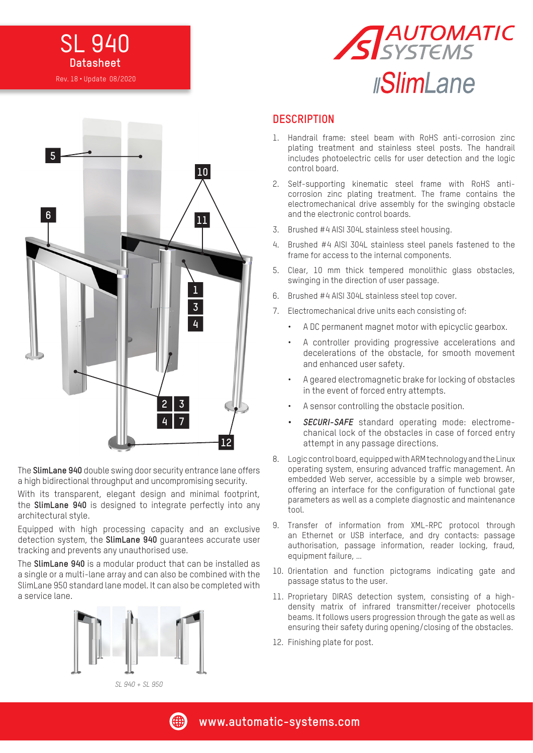# SL 940

**Datasheet**

Rev. 18 • Update 08/2020

AUTOMATIC SYSTEMS

SlimLane

The **SlimLane 940** double swing door security entrance lane offers a high bidirectional throughput and uncompromising security.

With its transparent, elegant design and minimal footprint, the **SlimLane 940** is designed to integrate perfectly into any architectural style.

Equipped with high processing capacity and an exclusive detection system, the **SlimLane 940** guarantees accurate user tracking and prevents any unauthorised use.

The **SlimLane 940** is a modular product that can be installed as a single or a multi-lane array and can also be combined with the SlimLane 950 standard lane model. It can also be completed with a service lane.

*SL 940 + SL 950*

## DESCRIPTION

1. Handrail frame: steel beam with RoHS anti-corrosion zinc plating treatment and stainless steel posts. The handrail includes photoelectric cells for user detection and the logic control board.
2. Self-supporting kinematic steel frame with RoHS anti-corrosion zinc plating treatment. The frame contains the electromechanical drive assembly for the swinging obstacle and the electronic control boards.
3. Brushed #4 AISI 304L stainless steel housing.
4. Brushed #4 AISI 304L stainless steel panels fastened to the frame for access to the internal components.
5. Clear, 10 mm thick tempered monolithic glass obstacles, swinging in the direction of user passage.
6. Brushed #4 AISI 304L stainless steel top cover.
7. Electromechanical drive units each consisting of:
   - A DC permanent magnet motor with epicyclic gearbox.
   - A controller providing progressive accelerations and decelerations of the obstacle, for smooth movement and enhanced user safety.
   - A geared electromagnetic brake for locking of obstacles in the event of forced entry attempts.
   - A sensor controlling the obstacle position.
   - ***SECURI-SAFE*** standard operating mode: electromechanical lock of the obstacles in case of forced entry attempt in any passage directions.
8. Logic control board, equipped with ARM technology and the Linux operating system, ensuring advanced traffic management. An embedded Web server, accessible by a simple web browser, offering an interface for the configuration of functional gate parameters as well as a complete diagnostic and maintenance tool.
9. Transfer of information from XML-RPC protocol through an Ethernet or USB interface, and dry contacts: passage authorisation, passage information, reader locking, fraud, equipment failure, ...
10. Orientation and function pictograms indicating gate and passage status to the user.
11. Proprietary DIRAS detection system, consisting of a high-density matrix of infrared transmitter/receiver photocells beams. It follows users progression through the gate as well as ensuring their safety during opening/closing of the obstacles.
12. Finishing plate for post.

www.automatic-systems.com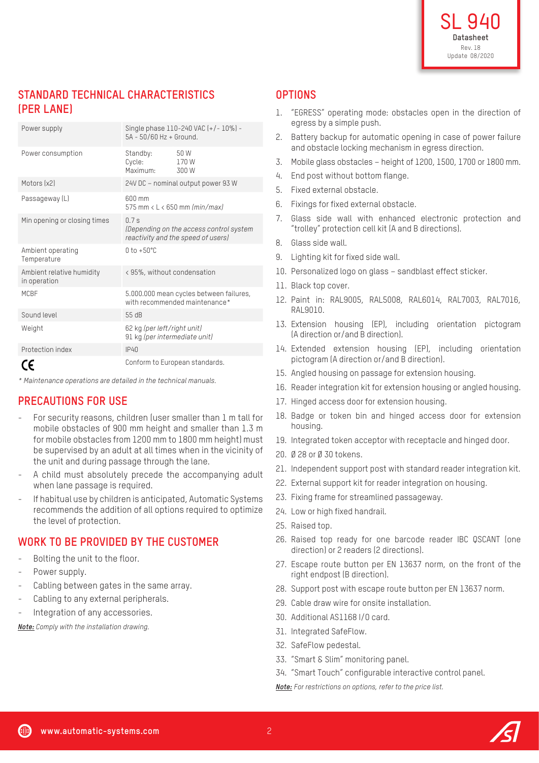## STANDARD TECHNICAL CHARACTERISTICS (PER LANE)

| | |
|---|---|
| Power supply | Single phase 110-240 VAC (+/- 10%) - 5A - 50/60 Hz + Ground. |
| Power consumption | Standby: 50 W<br>Cycle: 170 W<br>Maximum: 300 W |
| Motors (x2) | 24V DC – nominal output power 93 W |
| Passageway (L) | 600 mm<br>575 mm < L < 650 mm *(min/max)* |
| Min opening or closing times | 0.7 s<br>*(Depending on the access control system reactivity and the speed of users)* |
| Ambient operating Temperature | 0 to +50°C |
| Ambient relative humidity in operation | < 95%, without condensation |
| MCBF | 5.000.000 mean cycles between failures, with recommended maintenance* |
| Sound level | 55 dB |
| Weight | 62 kg *(per left/right unit)*<br>91 kg *(per intermediate unit)* |
| Protection index | IP40 |
| CE | Conform to European standards. |

*\* Maintenance operations are detailed in the technical manuals.*

## PRECAUTIONS FOR USE

- For security reasons, children (user smaller than 1 m tall for mobile obstacles of 900 mm height and smaller than 1.3 m for mobile obstacles from 1200 mm to 1800 mm height) must be supervised by an adult at all times when in the vicinity of the unit and during passage through the lane.
- A child must absolutely precede the accompanying adult when lane passage is required.
- If habitual use by children is anticipated, Automatic Systems recommends the addition of all options required to optimize the level of protection.

## WORK TO BE PROVIDED BY THE CUSTOMER

- Bolting the unit to the floor.
- Power supply.
- Cabling between gates in the same array.
- Cabling to any external peripherals.
- Integration of any accessories.

***Note:*** *Comply with the installation drawing.*

## OPTIONS

1. "EGRESS" operating mode: obstacles open in the direction of egress by a simple push.
2. Battery backup for automatic opening in case of power failure and obstacle locking mechanism in egress direction.
3. Mobile glass obstacles – height of 1200, 1500, 1700 or 1800 mm.
4. End post without bottom flange.
5. Fixed external obstacle.
6. Fixings for fixed external obstacle.
7. Glass side wall with enhanced electronic protection and "trolley" protection cell kit (A and B directions).
8. Glass side wall.
9. Lighting kit for fixed side wall.
10. Personalized logo on glass – sandblast effect sticker.
11. Black top cover.
12. Paint in: RAL9005, RAL5008, RAL6014, RAL7003, RAL7016, RAL9010.
13. Extension housing (EP), including orientation pictogram (A direction or/and B direction).
14. Extended extension housing (EP), including orientation pictogram (A direction or/and B direction).
15. Angled housing on passage for extension housing.
16. Reader integration kit for extension housing or angled housing.
17. Hinged access door for extension housing.
18. Badge or token bin and hinged access door for extension housing.
19. Integrated token acceptor with receptacle and hinged door.
20. Ø 28 or Ø 30 tokens.
21. Independent support post with standard reader integration kit.
22. External support kit for reader integration on housing.
23. Fixing frame for streamlined passageway.
24. Low or high fixed handrail.
25. Raised top.
26. Raised top ready for one barcode reader IBC QSCANT (one direction) or 2 readers (2 directions).
27. Escape route button per EN 13637 norm, on the front of the right endpost (B direction).
28. Support post with escape route button per EN 13637 norm.
29. Cable draw wire for onsite installation.
30. Additional AS1168 I/O card.
31. Integrated SafeFlow.
32. SafeFlow pedestal.
33. "Smart & Slim" monitoring panel.
34. "Smart Touch" configurable interactive control panel.

***Note:*** *For restrictions on options, refer to the price list.*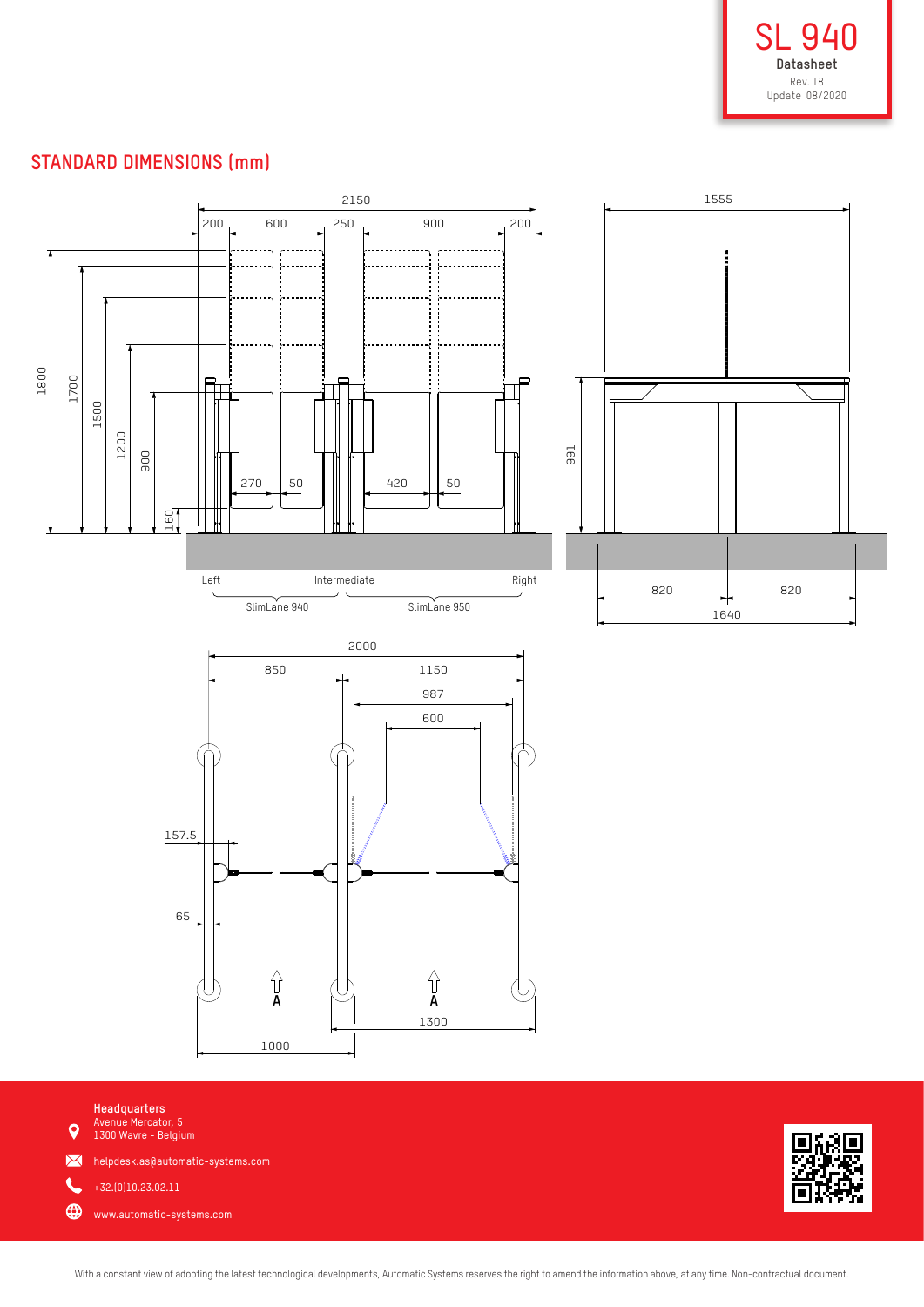SL 940

Datasheet

Rev. 18

Update 08/2020

## STANDARD DIMENSIONS (mm)

2150

200 600 250 900 200

1800

1700

1500

1200

900

160

270 50 420 50

Left Intermediate Right

SlimLane 940 SlimLane 950

1555

991

820 820

1640

2000

850 1150

987

600

157.5

65

A A

1300

1000

**Headquarters**
Avenue Mercator, 5
1300 Wavre - Belgium

helpdesk.as@automatic-systems.com

+32.(0)10.23.02.11

www.automatic-systems.com

With a constant view of adopting the latest technological developments, Automatic Systems reserves the right to amend the information above, at any time. Non-contractual document.